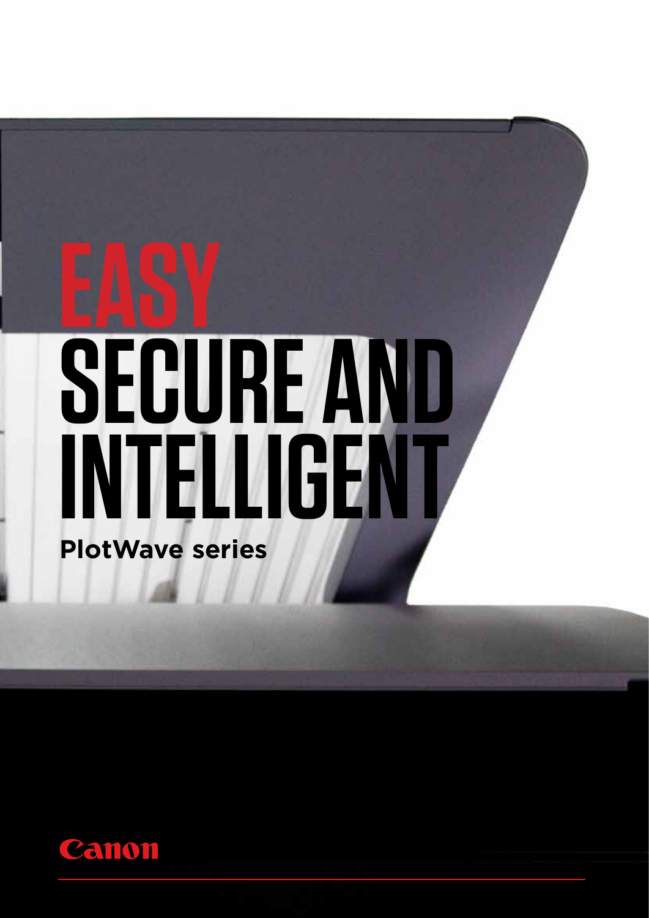# EASY SECURE AND INTELLIGENT

**PlotWave series**

Canon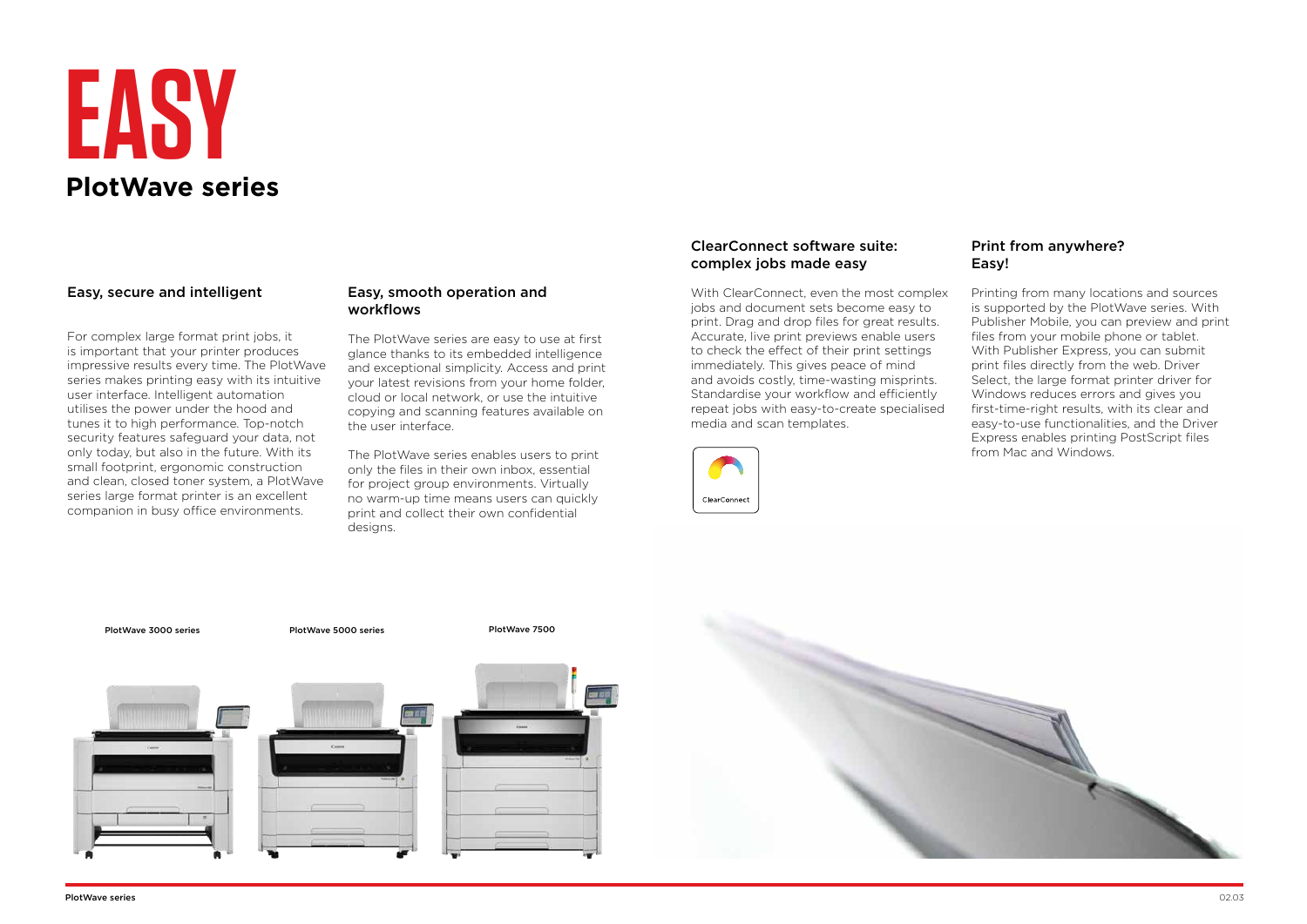# EASY

## PlotWave series

### Easy, secure and intelligent

For complex large format print jobs, it is important that your printer produces impressive results every time. The PlotWave series makes printing easy with its intuitive user interface. Intelligent automation utilises the power under the hood and tunes it to high performance. Top-notch security features safeguard your data, not only today, but also in the future. With its small footprint, ergonomic construction and clean, closed toner system, a PlotWave series large format printer is an excellent companion in busy office environments.

### Easy, smooth operation and workflows

The PlotWave series are easy to use at first glance thanks to its embedded intelligence and exceptional simplicity. Access and print your latest revisions from your home folder, cloud or local network, or use the intuitive copying and scanning features available on the user interface.

The PlotWave series enables users to print only the files in their own inbox, essential for project group environments. Virtually no warm-up time means users can quickly print and collect their own confidential designs.

### ClearConnect software suite: complex jobs made easy

With ClearConnect, even the most complex jobs and document sets become easy to print. Drag and drop files for great results. Accurate, live print previews enable users to check the effect of their print settings immediately. This gives peace of mind and avoids costly, time-wasting misprints. Standardise your workflow and efficiently repeat jobs with easy-to-create specialised media and scan templates.

ClearConnect

### Print from anywhere? Easy!

Printing from many locations and sources is supported by the PlotWave series. With Publisher Mobile, you can preview and print files from your mobile phone or tablet. With Publisher Express, you can submit print files directly from the web. Driver Select, the large format printer driver for Windows reduces errors and gives you first-time-right results, with its clear and easy-to-use functionalities, and the Driver Express enables printing PostScript files from Mac and Windows.

PlotWave 3000 series

PlotWave 5000 series

PlotWave 7500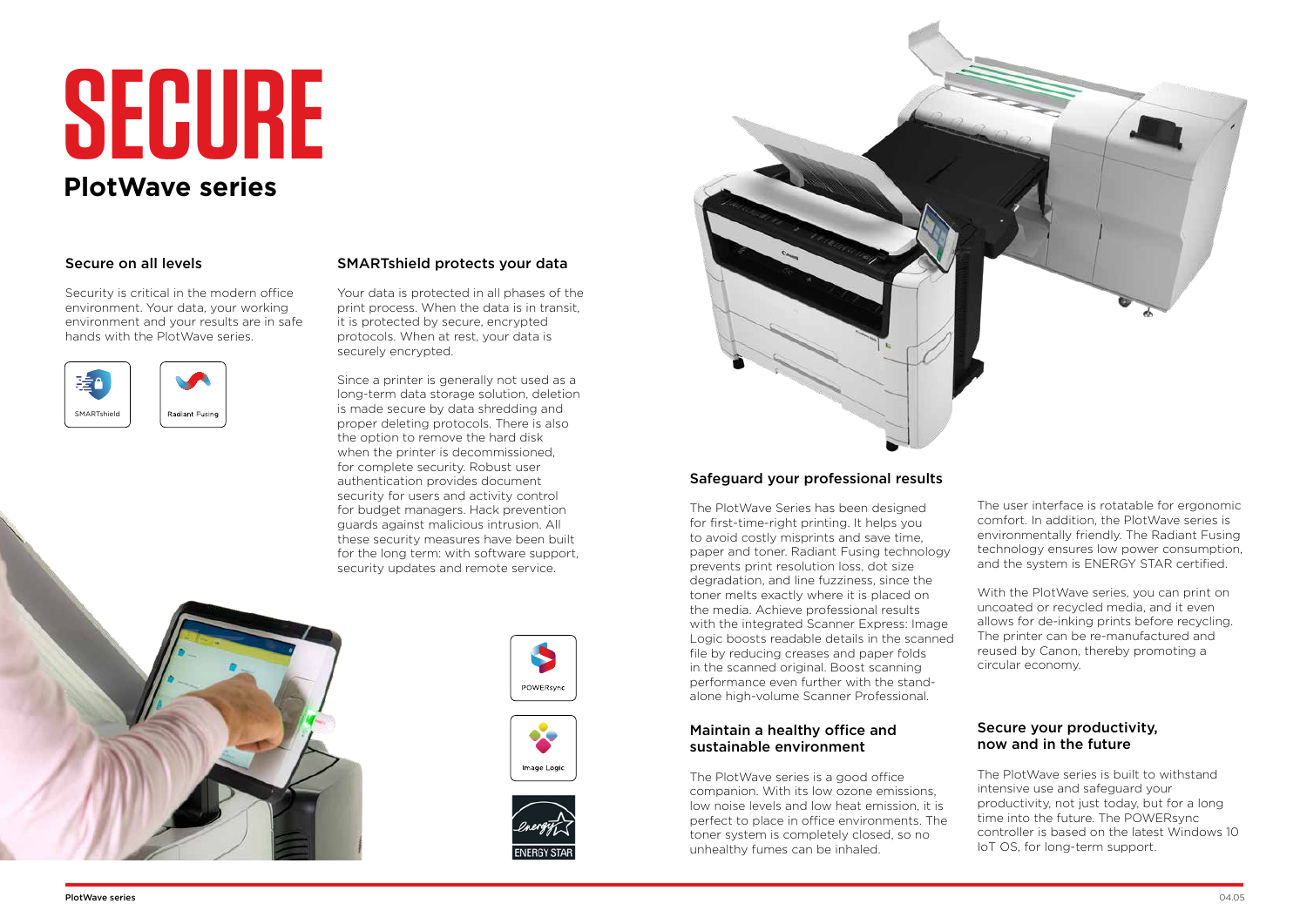# SECURE

## PlotWave series

### Secure on all levels

Security is critical in the modern office environment. Your data, your working environment and your results are in safe hands with the PlotWave series.

SMARTshield

Radiant Fusing

### SMARTshield protects your data

Your data is protected in all phases of the print process. When the data is in transit, it is protected by secure, encrypted protocols. When at rest, your data is securely encrypted.

Since a printer is generally not used as a long-term data storage solution, deletion is made secure by data shredding and proper deleting protocols. There is also the option to remove the hard disk when the printer is decommissioned, for complete security. Robust user authentication provides document security for users and activity control for budget managers. Hack prevention guards against malicious intrusion. All these security measures have been built for the long term: with software support, security updates and remote service.

POWERsync

Image Logic

ENERGY STAR

### Safeguard your professional results

The PlotWave Series has been designed for first-time-right printing. It helps you to avoid costly misprints and save time, paper and toner. Radiant Fusing technology prevents print resolution loss, dot size degradation, and line fuzziness, since the toner melts exactly where it is placed on the media. Achieve professional results with the integrated Scanner Express: Image Logic boosts readable details in the scanned file by reducing creases and paper folds in the scanned original. Boost scanning performance even further with the stand-alone high-volume Scanner Professional.

### Maintain a healthy office and sustainable environment

The PlotWave series is a good office companion. With its low ozone emissions, low noise levels and low heat emission, it is perfect to place in office environments. The toner system is completely closed, so no unhealthy fumes can be inhaled.

The user interface is rotatable for ergonomic comfort. In addition, the PlotWave series is environmentally friendly. The Radiant Fusing technology ensures low power consumption, and the system is ENERGY STAR certified.

With the PlotWave series, you can print on uncoated or recycled media, and it even allows for de-inking prints before recycling. The printer can be re-manufactured and reused by Canon, thereby promoting a circular economy.

### Secure your productivity, now and in the future

The PlotWave series is built to withstand intensive use and safeguard your productivity, not just today, but for a long time into the future. The POWERsync controller is based on the latest Windows 10 IoT OS, for long-term support.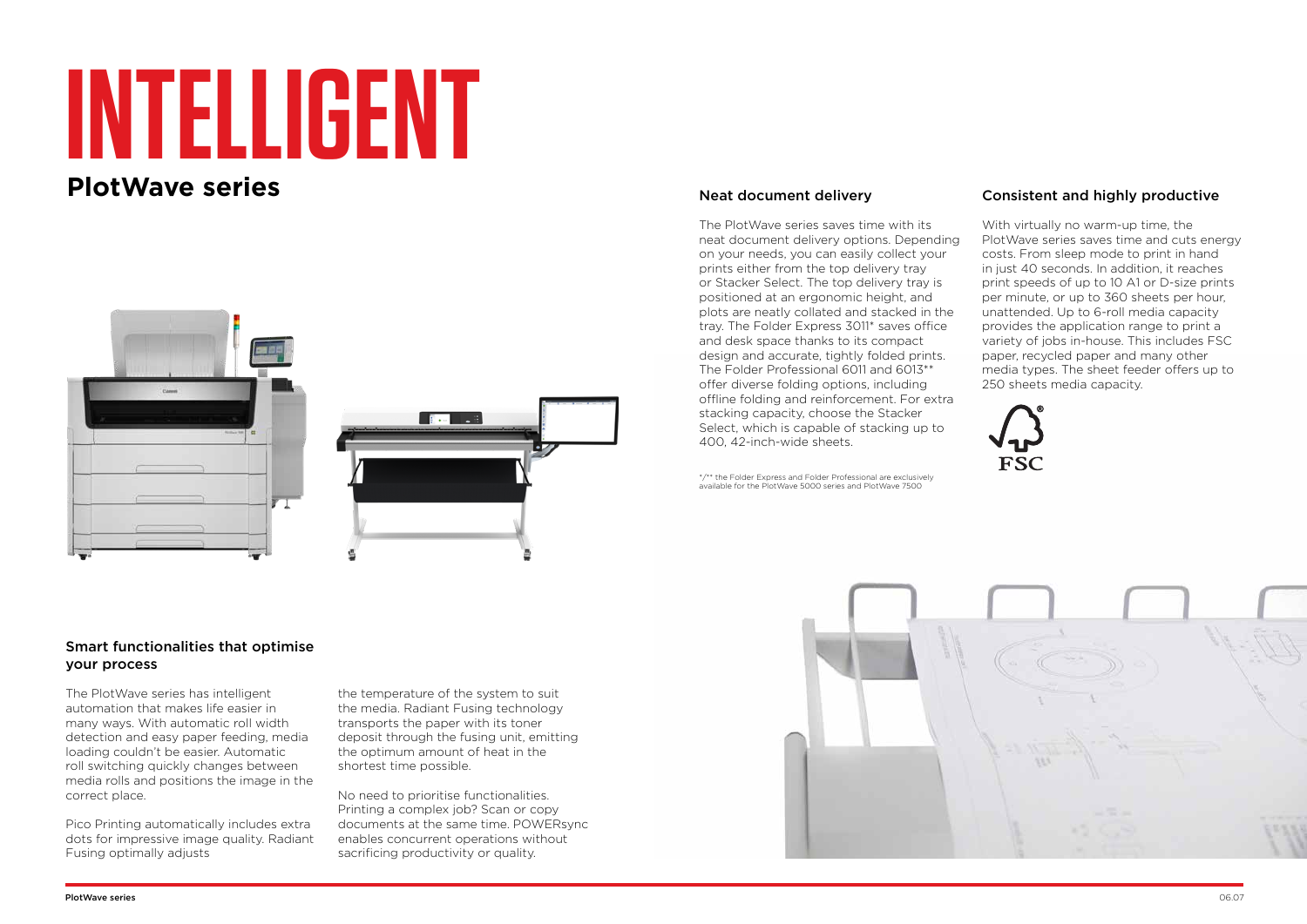# INTELLIGENT

## PlotWave series

### Smart functionalities that optimise your process

The PlotWave series has intelligent automation that makes life easier in many ways. With automatic roll width detection and easy paper feeding, media loading couldn't be easier. Automatic roll switching quickly changes between media rolls and positions the image in the correct place.

Pico Printing automatically includes extra dots for impressive image quality. Radiant Fusing optimally adjusts the temperature of the system to suit the media. Radiant Fusing technology transports the paper with its toner deposit through the fusing unit, emitting the optimum amount of heat in the shortest time possible.

No need to prioritise functionalities. Printing a complex job? Scan or copy documents at the same time. POWERsync enables concurrent operations without sacrificing productivity or quality.

### Neat document delivery

The PlotWave series saves time with its neat document delivery options. Depending on your needs, you can easily collect your prints either from the top delivery tray or Stacker Select. The top delivery tray is positioned at an ergonomic height, and plots are neatly collated and stacked in the tray. The Folder Express 3011* saves office and desk space thanks to its compact design and accurate, tightly folded prints. The Folder Professional 6011 and 6013** offer diverse folding options, including offline folding and reinforcement. For extra stacking capacity, choose the Stacker Select, which is capable of stacking up to 400, 42-inch-wide sheets.

*/** the Folder Express and Folder Professional are exclusively available for the PlotWave 5000 series and PlotWave 7500

### Consistent and highly productive

With virtually no warm-up time, the PlotWave series saves time and cuts energy costs. From sleep mode to print in hand in just 40 seconds. In addition, it reaches print speeds of up to 10 A1 or D-size prints per minute, or up to 360 sheets per hour, unattended. Up to 6-roll media capacity provides the application range to print a variety of jobs in-house. This includes FSC paper, recycled paper and many other media types. The sheet feeder offers up to 250 sheets media capacity.

FSC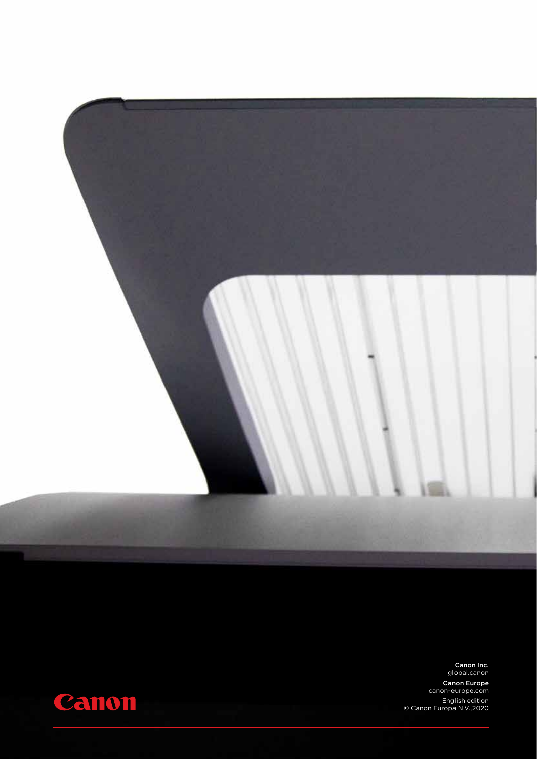**Canon Inc.**
global.canon

**Canon Europe**
canon-europe.com

English edition
© Canon Europa N.V.,2020